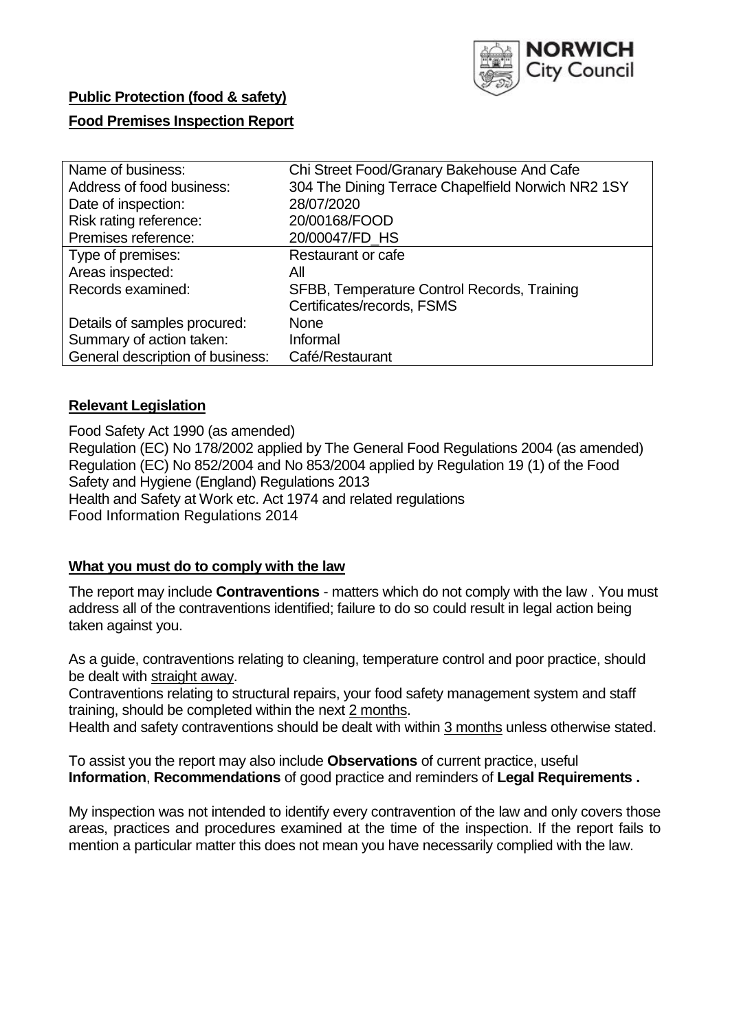NORWICH City Council

**Public Protection (food & safety)**

**Food Premises Inspection Report**

| Name of business: | Chi Street Food/Granary Bakehouse And Cafe |
|---|---|
| Address of food business: | 304 The Dining Terrace Chapelfield Norwich NR2 1SY |
| Date of inspection: | 28/07/2020 |
| Risk rating reference: | 20/00168/FOOD |
| Premises reference: | 20/00047/FD_HS |
| Type of premises: | Restaurant or cafe |
| Areas inspected: | All |
| Records examined: | SFBB, Temperature Control Records, Training Certificates/records, FSMS |
| Details of samples procured: | None |
| Summary of action taken: | Informal |
| General description of business: | Café/Restaurant |

## **Relevant Legislation**

Food Safety Act 1990 (as amended)
Regulation (EC) No 178/2002 applied by The General Food Regulations 2004 (as amended)
Regulation (EC) No 852/2004 and No 853/2004 applied by Regulation 19 (1) of the Food Safety and Hygiene (England) Regulations 2013
Health and Safety at Work etc. Act 1974 and related regulations
Food Information Regulations 2014

## **What you must do to comply with the law**

The report may include **Contraventions** - matters which do not comply with the law . You must address all of the contraventions identified; failure to do so could result in legal action being taken against you.

As a guide, contraventions relating to cleaning, temperature control and poor practice, should be dealt with straight away.

Contraventions relating to structural repairs, your food safety management system and staff training, should be completed within the next 2 months.

Health and safety contraventions should be dealt with within 3 months unless otherwise stated.

To assist you the report may also include **Observations** of current practice, useful **Information**, **Recommendations** of good practice and reminders of **Legal Requirements .**

My inspection was not intended to identify every contravention of the law and only covers those areas, practices and procedures examined at the time of the inspection. If the report fails to mention a particular matter this does not mean you have necessarily complied with the law.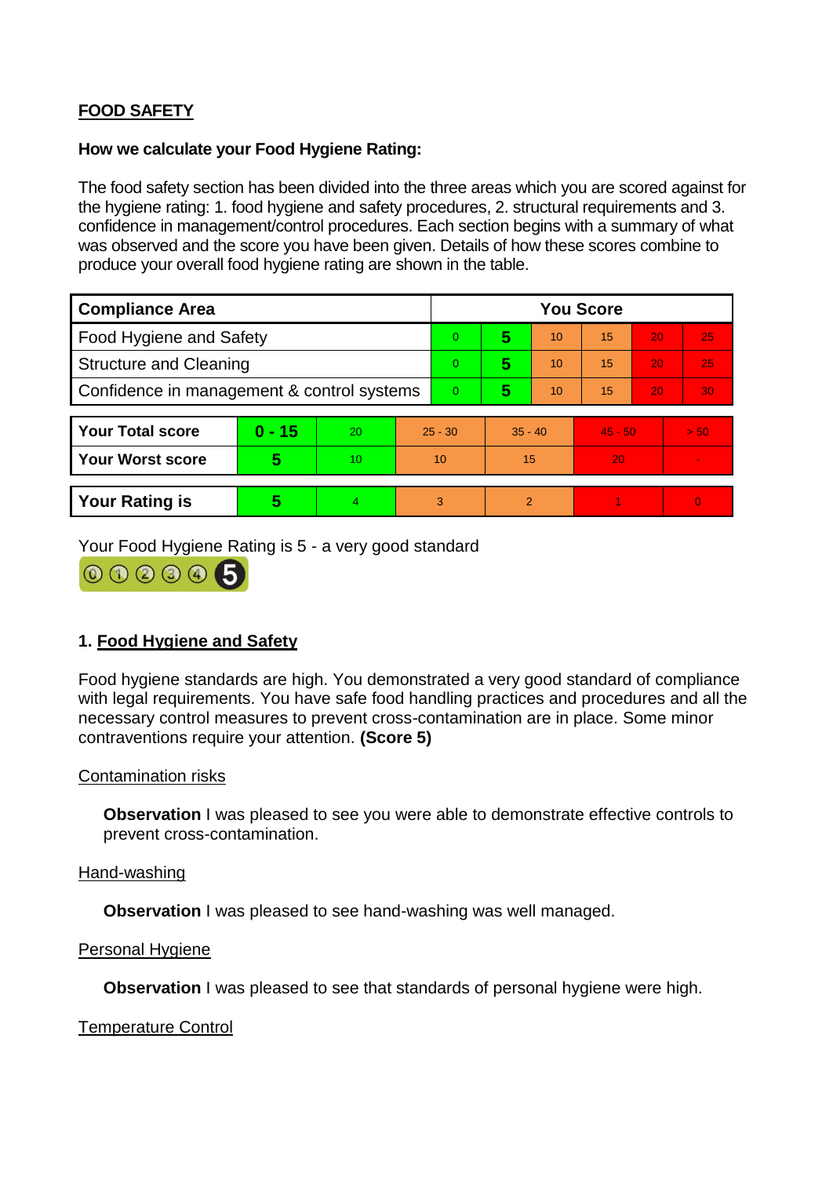**FOOD SAFETY**

**How we calculate your Food Hygiene Rating:**

The food safety section has been divided into the three areas which you are scored against for the hygiene rating: 1. food hygiene and safety procedures, 2. structural requirements and 3. confidence in management/control procedures. Each section begins with a summary of what was observed and the score you have been given. Details of how these scores combine to produce your overall food hygiene rating are shown in the table.

| Compliance Area | You Score | | | | | |
|---|---|---|---|---|---|---|
| Food Hygiene and Safety | 0 | **5** | 10 | 15 | 20 | 25 |
| Structure and Cleaning | 0 | **5** | 10 | 15 | 20 | 25 |
| Confidence in management & control systems | 0 | **5** | 10 | 15 | 20 | 30 |

| | | | | | | |
|---|---|---|---|---|---|---|
| **Your Total score** | **0 - 15** | 20 | 25 - 30 | 35 - 40 | 45 - 50 | > 50 |
| **Your Worst score** | **5** | 10 | 10 | 15 | 20 | - |

| | | | | | | |
|---|---|---|---|---|---|---|
| **Your Rating is** | **5** | 4 | 3 | 2 | 1 | 0 |

Your Food Hygiene Rating is 5 - a very good standard

## 1. Food Hygiene and Safety

Food hygiene standards are high. You demonstrated a very good standard of compliance with legal requirements. You have safe food handling practices and procedures and all the necessary control measures to prevent cross-contamination are in place. Some minor contraventions require your attention. **(Score 5)**

Contamination risks

**Observation** I was pleased to see you were able to demonstrate effective controls to prevent cross-contamination.

Hand-washing

**Observation** I was pleased to see hand-washing was well managed.

Personal Hygiene

**Observation** I was pleased to see that standards of personal hygiene were high.

Temperature Control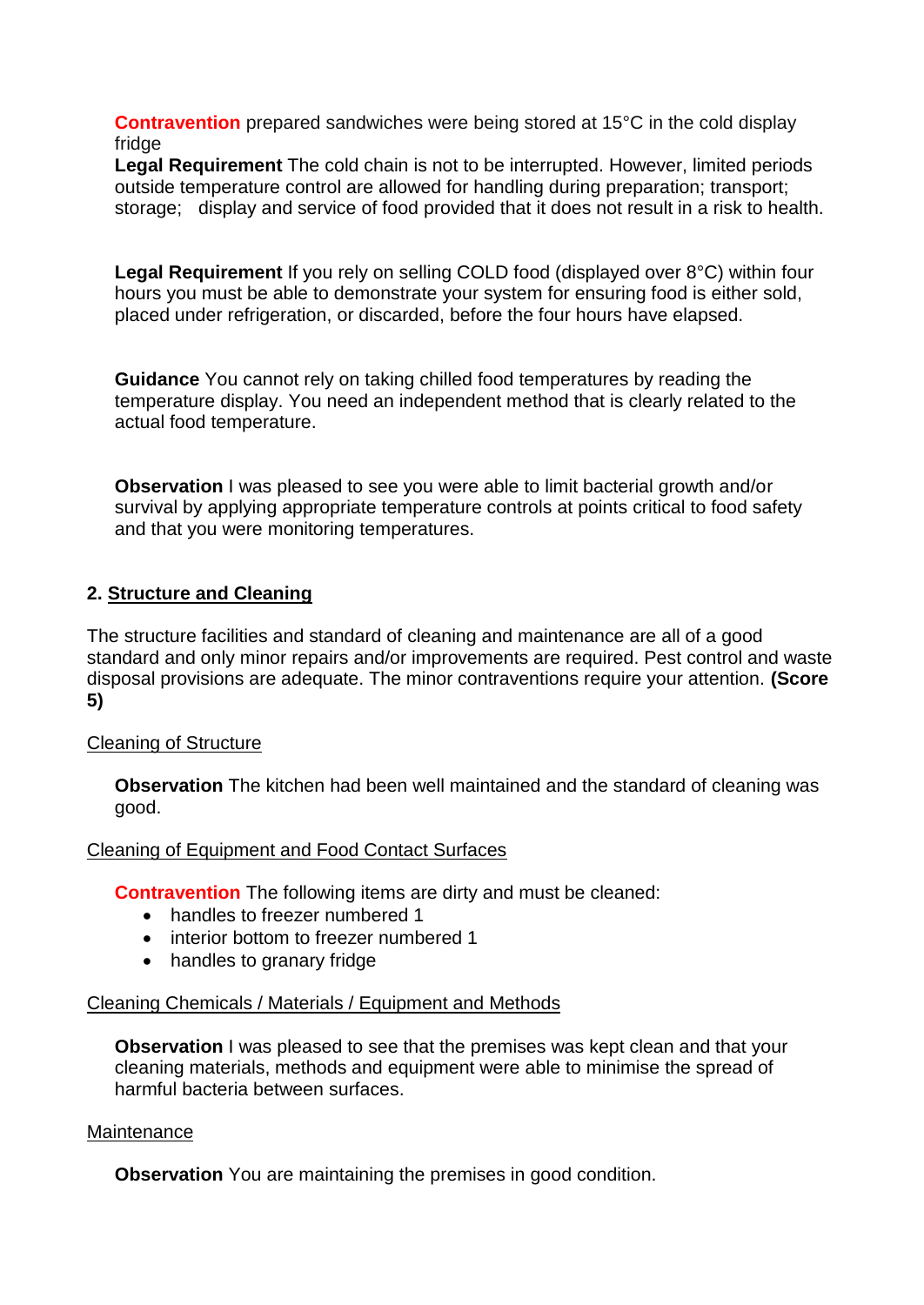**Contravention** prepared sandwiches were being stored at 15°C in the cold display fridge

**Legal Requirement** The cold chain is not to be interrupted. However, limited periods outside temperature control are allowed for handling during preparation; transport; storage; display and service of food provided that it does not result in a risk to health.

**Legal Requirement** If you rely on selling COLD food (displayed over 8°C) within four hours you must be able to demonstrate your system for ensuring food is either sold, placed under refrigeration, or discarded, before the four hours have elapsed.

**Guidance** You cannot rely on taking chilled food temperatures by reading the temperature display. You need an independent method that is clearly related to the actual food temperature.

**Observation** I was pleased to see you were able to limit bacterial growth and/or survival by applying appropriate temperature controls at points critical to food safety and that you were monitoring temperatures.

## 2. Structure and Cleaning

The structure facilities and standard of cleaning and maintenance are all of a good standard and only minor repairs and/or improvements are required. Pest control and waste disposal provisions are adequate. The minor contraventions require your attention. **(Score 5)**

### Cleaning of Structure

**Observation** The kitchen had been well maintained and the standard of cleaning was good.

### Cleaning of Equipment and Food Contact Surfaces

**Contravention** The following items are dirty and must be cleaned:

- handles to freezer numbered 1
- interior bottom to freezer numbered 1
- handles to granary fridge

### Cleaning Chemicals / Materials / Equipment and Methods

**Observation** I was pleased to see that the premises was kept clean and that your cleaning materials, methods and equipment were able to minimise the spread of harmful bacteria between surfaces.

### Maintenance

**Observation** You are maintaining the premises in good condition.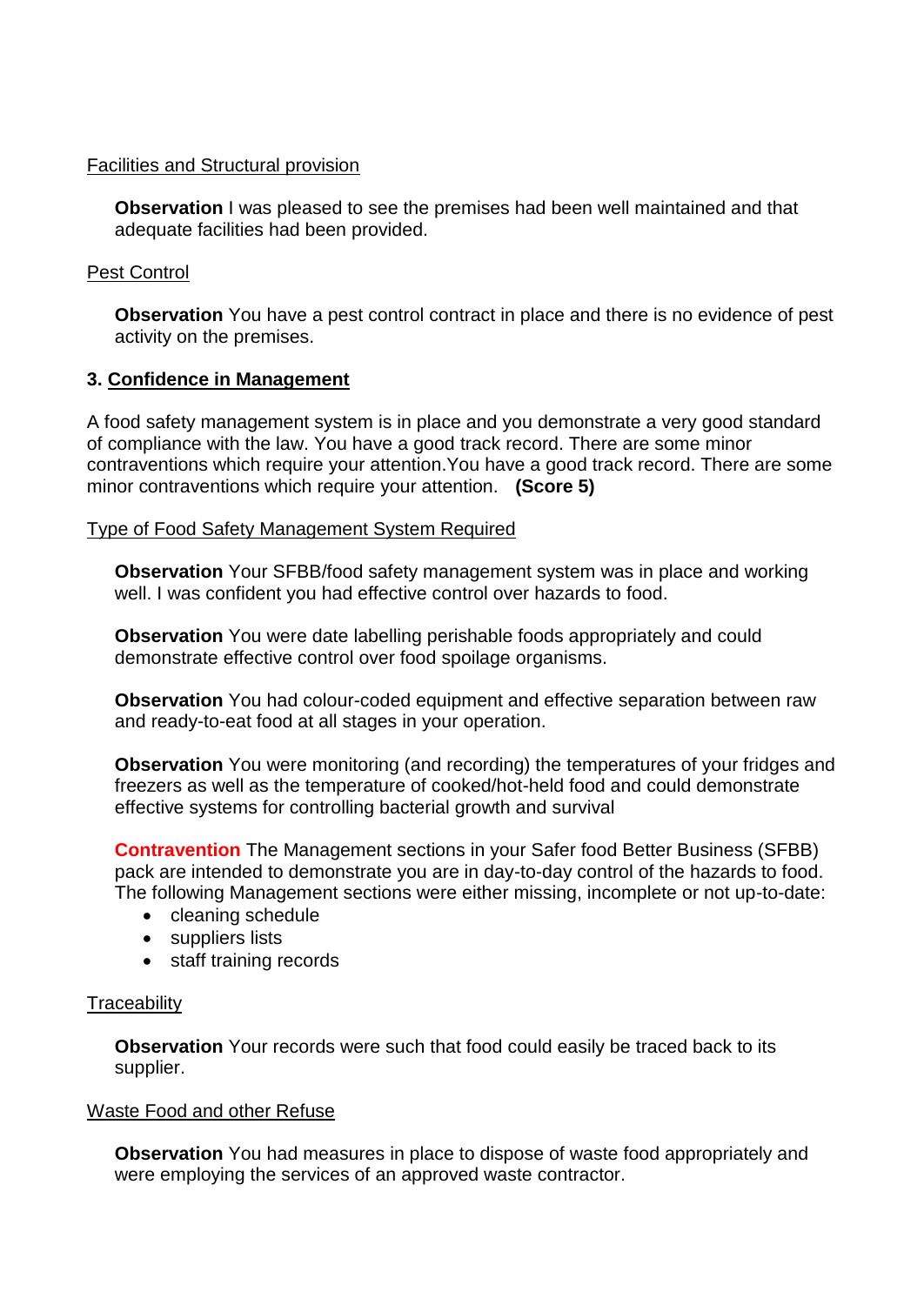Facilities and Structural provision

**Observation** I was pleased to see the premises had been well maintained and that adequate facilities had been provided.

Pest Control

**Observation** You have a pest control contract in place and there is no evidence of pest activity on the premises.

### 3. Confidence in Management

A food safety management system is in place and you demonstrate a very good standard of compliance with the law. You have a good track record. There are some minor contraventions which require your attention.You have a good track record. There are some minor contraventions which require your attention. **(Score 5)**

Type of Food Safety Management System Required

**Observation** Your SFBB/food safety management system was in place and working well. I was confident you had effective control over hazards to food.

**Observation** You were date labelling perishable foods appropriately and could demonstrate effective control over food spoilage organisms.

**Observation** You had colour-coded equipment and effective separation between raw and ready-to-eat food at all stages in your operation.

**Observation** You were monitoring (and recording) the temperatures of your fridges and freezers as well as the temperature of cooked/hot-held food and could demonstrate effective systems for controlling bacterial growth and survival

**Contravention** The Management sections in your Safer food Better Business (SFBB) pack are intended to demonstrate you are in day-to-day control of the hazards to food. The following Management sections were either missing, incomplete or not up-to-date:

- cleaning schedule
- suppliers lists
- staff training records

Traceability

**Observation** Your records were such that food could easily be traced back to its supplier.

Waste Food and other Refuse

**Observation** You had measures in place to dispose of waste food appropriately and were employing the services of an approved waste contractor.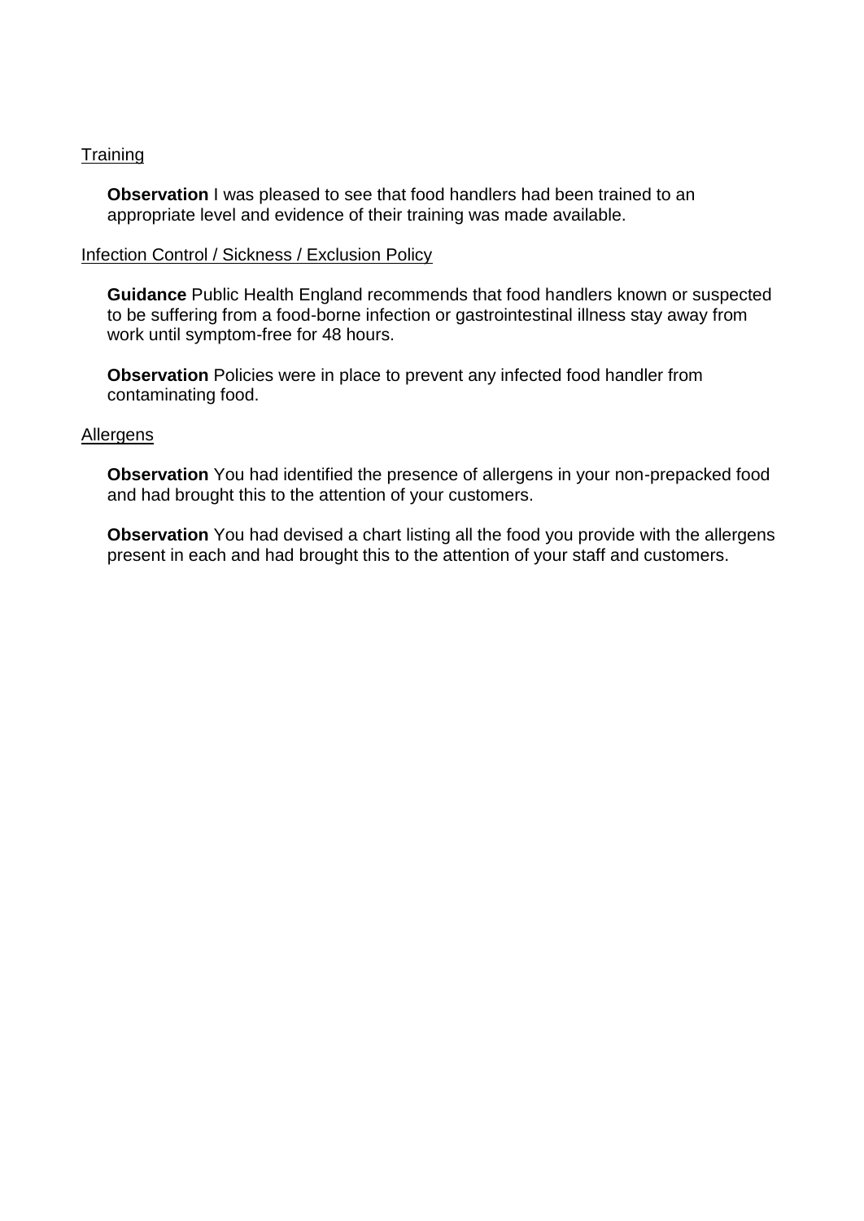Training

**Observation** I was pleased to see that food handlers had been trained to an appropriate level and evidence of their training was made available.

Infection Control / Sickness / Exclusion Policy

**Guidance** Public Health England recommends that food handlers known or suspected to be suffering from a food-borne infection or gastrointestinal illness stay away from work until symptom-free for 48 hours.

**Observation** Policies were in place to prevent any infected food handler from contaminating food.

Allergens

**Observation** You had identified the presence of allergens in your non-prepacked food and had brought this to the attention of your customers.

**Observation** You had devised a chart listing all the food you provide with the allergens present in each and had brought this to the attention of your staff and customers.